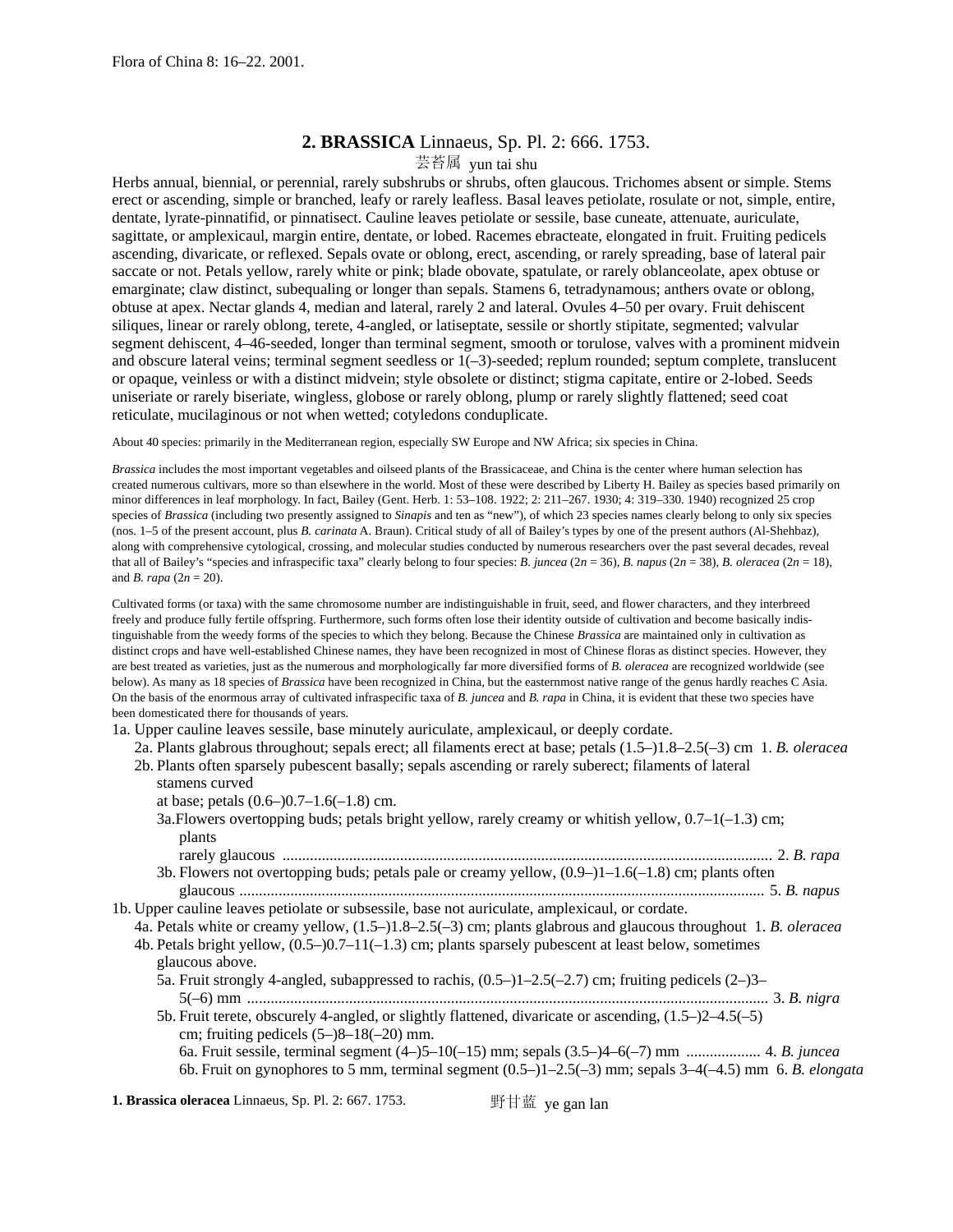Flora of China 8: 16–22. 2001.

## 2. **BRASSICA** Linnaeus, Sp. Pl. 2: 666. 1753.

芸苔属 yun tai shu

Herbs annual, biennial, or perennial, rarely subshrubs or shrubs, often glaucous. Trichomes absent or simple. Stems erect or ascending, simple or branched, leafy or rarely leafless. Basal leaves petiolate, rosulate or not, simple, entire, dentate, lyrate-pinnatifid, or pinnatisect. Cauline leaves petiolate or sessile, base cuneate, attenuate, auriculate, sagittate, or amplexicaul, margin entire, dentate, or lobed. Racemes ebracteate, elongated in fruit. Fruiting pedicels ascending, divaricate, or reflexed. Sepals ovate or oblong, erect, ascending, or rarely spreading, base of lateral pair saccate or not. Petals yellow, rarely white or pink; blade obovate, spatulate, or rarely oblanceolate, apex obtuse or emarginate; claw distinct, subequaling or longer than sepals. Stamens 6, tetradynamous; anthers ovate or oblong, obtuse at apex. Nectar glands 4, median and lateral, rarely 2 and lateral. Ovules 4–50 per ovary. Fruit dehiscent siliques, linear or rarely oblong, terete, 4-angled, or latiseptate, sessile or shortly stipitate, segmented; valvular segment dehiscent, 4–46-seeded, longer than terminal segment, smooth or torulose, valves with a prominent midvein and obscure lateral veins; terminal segment seedless or 1(–3)-seeded; replum rounded; septum complete, translucent or opaque, veinless or with a distinct midvein; style obsolete or distinct; stigma capitate, entire or 2-lobed. Seeds uniseriate or rarely biseriate, wingless, globose or rarely oblong, plump or rarely slightly flattened; seed coat reticulate, mucilaginous or not when wetted; cotyledons conduplicate.

About 40 species: primarily in the Mediterranean region, especially SW Europe and NW Africa; six species in China.

*Brassica* includes the most important vegetables and oilseed plants of the Brassicaceae, and China is the center where human selection has created numerous cultivars, more so than elsewhere in the world. Most of these were described by Liberty H. Bailey as species based primarily on minor differences in leaf morphology. In fact, Bailey (Gent. Herb. 1: 53–108. 1922; 2: 211–267. 1930; 4: 319–330. 1940) recognized 25 crop species of *Brassica* (including two presently assigned to *Sinapis* and ten as "new"), of which 23 species names clearly belong to only six species (nos. 1–5 of the present account, plus *B. carinata* A. Braun). Critical study of all of Bailey's types by one of the present authors (Al-Shehbaz), along with comprehensive cytological, crossing, and molecular studies conducted by numerous researchers over the past several decades, reveal that all of Bailey's "species and infraspecific taxa" clearly belong to four species: *B. juncea* ($2n = 36$), *B. napus* ($2n = 38$), *B. oleracea* ($2n = 18$), and *B. rapa* ($2n = 20$).

Cultivated forms (or taxa) with the same chromosome number are indistinguishable in fruit, seed, and flower characters, and they interbreed freely and produce fully fertile offspring. Furthermore, such forms often lose their identity outside of cultivation and become basically indistinguishable from the weedy forms of the species to which they belong. Because the Chinese *Brassica* are maintained only in cultivation as distinct crops and have well-established Chinese names, they have been recognized in most of Chinese floras as distinct species. However, they are best treated as varieties, just as the numerous and morphologically far more diversified forms of *B. oleracea* are recognized worldwide (see below). As many as 18 species of *Brassica* have been recognized in China, but the easternmost native range of the genus hardly reaches C Asia. On the basis of the enormous array of cultivated infraspecific taxa of *B. juncea* and *B. rapa* in China, it is evident that these two species have been domesticated there for thousands of years.

1a. Upper cauline leaves sessile, base minutely auriculate, amplexicaul, or deeply cordate.
- 2a. Plants glabrous throughout; sepals erect; all filaments erect at base; petals (1.5–)1.8–2.5(–3) cm ..... 1. *B. oleracea*
- 2b. Plants often sparsely pubescent basally; sepals ascending or rarely suberect; filaments of lateral stamens curved at base; petals (0.6–)0.7–1.6(–1.8) cm.
  - 3a. Flowers overtopping buds; petals bright yellow, rarely creamy or whitish yellow, 0.7–1(–1.3) cm; plants rarely glaucous ..... 2. *B. rapa*
  - 3b. Flowers not overtopping buds; petals pale or creamy yellow, (0.9–)1–1.6(–1.8) cm; plants often glaucous ..... 5. *B. napus*

1b. Upper cauline leaves petiolate or subsessile, base not auriculate, amplexicaul, or cordate.
- 4a. Petals white or creamy yellow, (1.5–)1.8–2.5(–3) cm; plants glabrous and glaucous throughout ..... 1. *B. oleracea*
- 4b. Petals bright yellow, (0.5–)0.7–11(–1.3) cm; plants sparsely pubescent at least below, sometimes glaucous above.
  - 5a. Fruit strongly 4-angled, subappressed to rachis, (0.5–)1–2.5(–2.7) cm; fruiting pedicels (2–)3–5(–6) mm ..... 3. *B. nigra*
  - 5b. Fruit terete, obscurely 4-angled, or slightly flattened, divaricate or ascending, (1.5–)2–4.5(–5) cm; fruiting pedicels (5–)8–18(–20) mm.
    - 6a. Fruit sessile, terminal segment (4–)5–10(–15) mm; sepals (3.5–)4–6(–7) mm ..... 4. *B. juncea*
    - 6b. Fruit on gynophores to 5 mm, terminal segment (0.5–)1–2.5(–3) mm; sepals 3–4(–4.5) mm ..... 6. *B. elongata*

**1. Brassica oleracea** Linnaeus, Sp. Pl. 2: 667. 1753.

野甘蓝 ye gan lan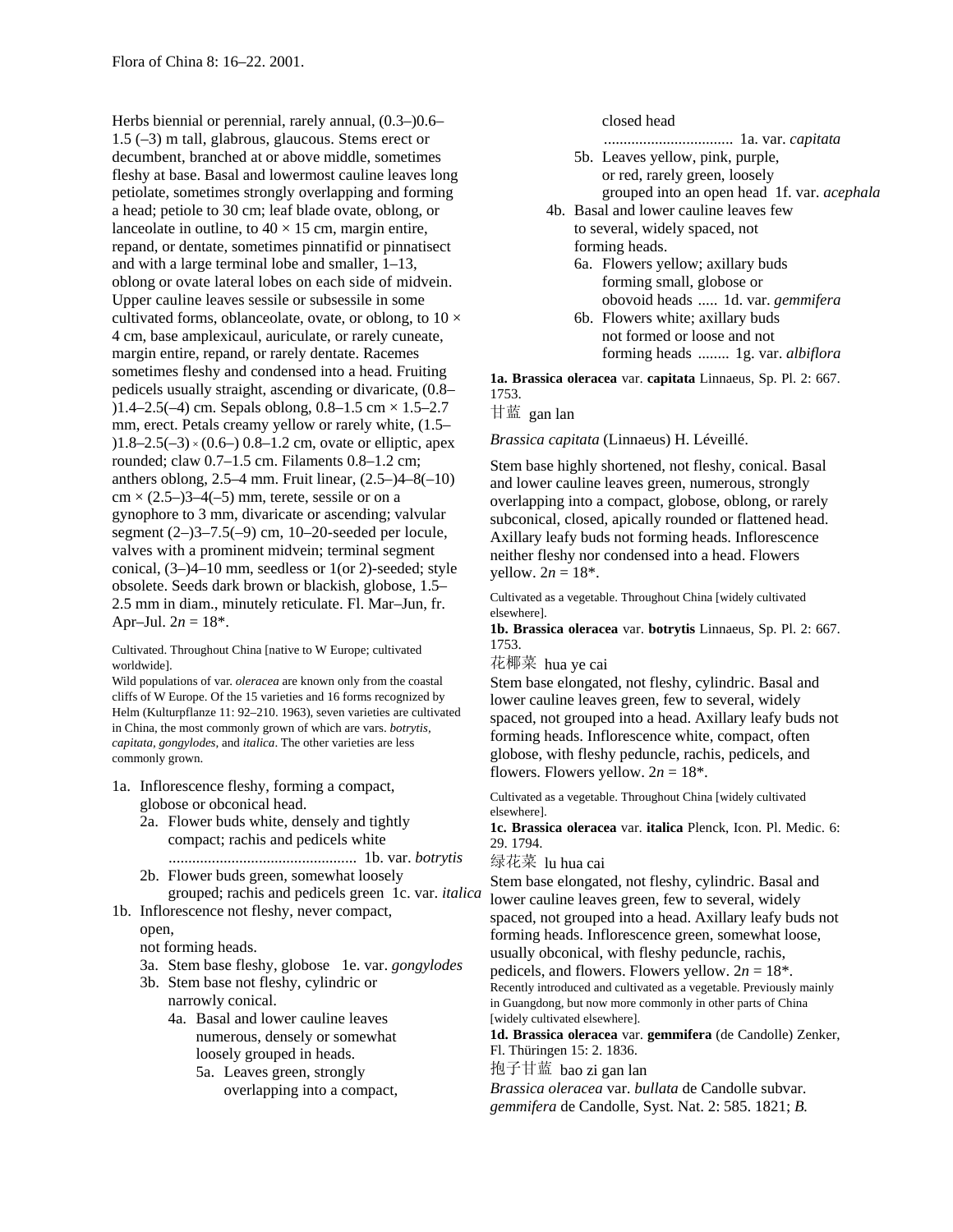Herbs biennial or perennial, rarely annual, (0.3–)0.6–1.5 (–3) m tall, glabrous, glaucous. Stems erect or decumbent, branched at or above middle, sometimes fleshy at base. Basal and lowermost cauline leaves long petiolate, sometimes strongly overlapping and forming a head; petiole to 30 cm; leaf blade ovate, oblong, or lanceolate in outline, to 40 × 15 cm, margin entire, repand, or dentate, sometimes pinnatifid or pinnatisect and with a large terminal lobe and smaller, 1–13, oblong or ovate lateral lobes on each side of midvein. Upper cauline leaves sessile or subsessile in some cultivated forms, oblanceolate, ovate, or oblong, to 10 × 4 cm, base amplexicaul, auriculate, or rarely cuneate, margin entire, repand, or rarely dentate. Racemes sometimes fleshy and condensed into a head. Fruiting pedicels usually straight, ascending or divaricate, (0.8–)1.4–2.5(–4) cm. Sepals oblong, 0.8–1.5 cm × 1.5–2.7 mm, erect. Petals creamy yellow or rarely white, (1.5–)1.8–2.5(–3) × (0.6–) 0.8–1.2 cm, ovate or elliptic, apex rounded; claw 0.7–1.5 cm. Filaments 0.8–1.2 cm; anthers oblong, 2.5–4 mm. Fruit linear, (2.5–)4–8(–10) cm × (2.5–)3–4(–5) mm, terete, sessile or on a gynophore to 3 mm, divaricate or ascending; valvular segment (2–)3–7.5(–9) cm, 10–20-seeded per locule, valves with a prominent midvein; terminal segment conical, (3–)4–10 mm, seedless or 1(or 2)-seeded; style obsolete. Seeds dark brown or blackish, globose, 1.5–2.5 mm in diam., minutely reticulate. Fl. Mar–Jun, fr. Apr–Jul. $2n = 18$*.

Cultivated. Throughout China [native to W Europe; cultivated worldwide].

Wild populations of var. *oleracea* are known only from the coastal cliffs of W Europe. Of the 15 varieties and 16 forms recognized by Helm (Kulturpflanze 11: 92–210. 1963), seven varieties are cultivated in China, the most commonly grown of which are vars. *botrytis*, *capitata*, *gongylodes*, and *italica*. The other varieties are less commonly grown.

- 1a. Inflorescence fleshy, forming a compact, globose or obconical head.
  - 2a. Flower buds white, densely and tightly compact; rachis and pedicels white ................................................ 1b. var. *botrytis*
  - 2b. Flower buds green, somewhat loosely grouped; rachis and pedicels green 1c. var. *italica*
- 1b. Inflorescence not fleshy, never compact, open, not forming heads.
  - 3a. Stem base fleshy, globose 1e. var. *gongylodes*
  - 3b. Stem base not fleshy, cylindric or narrowly conical.
    - 4a. Basal and lower cauline leaves numerous, densely or somewhat loosely grouped in heads.
      - 5a. Leaves green, strongly overlapping into a compact, closed head ................................ 1a. var. *capitata*
      - 5b. Leaves yellow, pink, purple, or red, rarely green, loosely grouped into an open head 1f. var. *acephala*
    - 4b. Basal and lower cauline leaves few to several, widely spaced, not forming heads.
      - 6a. Flowers yellow; axillary buds forming small, globose or obovoid heads ..... 1d. var. *gemmifera*
      - 6b. Flowers white; axillary buds not formed or loose and not forming heads ........ 1g. var. *albiflora*

**1a. Brassica oleracea** var. **capitata** Linnaeus, Sp. Pl. 2: 667. 1753.

甘蓝 gan lan

*Brassica capitata* (Linnaeus) H. Léveillé.

Stem base highly shortened, not fleshy, conical. Basal and lower cauline leaves green, numerous, strongly overlapping into a compact, globose, oblong, or rarely subconical, closed, apically rounded or flattened head. Axillary leafy buds not forming heads. Inflorescence neither fleshy nor condensed into a head. Flowers yellow. $2n = 18$*.

Cultivated as a vegetable. Throughout China [widely cultivated elsewhere].

**1b. Brassica oleracea** var. **botrytis** Linnaeus, Sp. Pl. 2: 667. 1753.

花椰菜 hua ye cai

Stem base elongated, not fleshy, cylindric. Basal and lower cauline leaves green, few to several, widely spaced, not grouped into a head. Axillary leafy buds not forming heads. Inflorescence white, compact, often globose, with fleshy peduncle, rachis, pedicels, and flowers. Flowers yellow. $2n = 18$*.

Cultivated as a vegetable. Throughout China [widely cultivated elsewhere].

**1c. Brassica oleracea** var. **italica** Plenck, Icon. Pl. Medic. 6: 29. 1794.

绿花菜 lu hua cai

Stem base elongated, not fleshy, cylindric. Basal and lower cauline leaves green, few to several, widely spaced, not grouped into a head. Axillary leafy buds not forming heads. Inflorescence green, somewhat loose, usually obconical, with fleshy peduncle, rachis, pedicels, and flowers. Flowers yellow. $2n = 18$*.

Recently introduced and cultivated as a vegetable. Previously mainly in Guangdong, but now more commonly in other parts of China [widely cultivated elsewhere].

**1d. Brassica oleracea** var. **gemmifera** (de Candolle) Zenker, Fl. Thüringen 15: 2. 1836.

抱子甘蓝 bao zi gan lan

*Brassica oleracea* var. *bullata* de Candolle subvar. *gemmifera* de Candolle, Syst. Nat. 2: 585. 1821; *B.*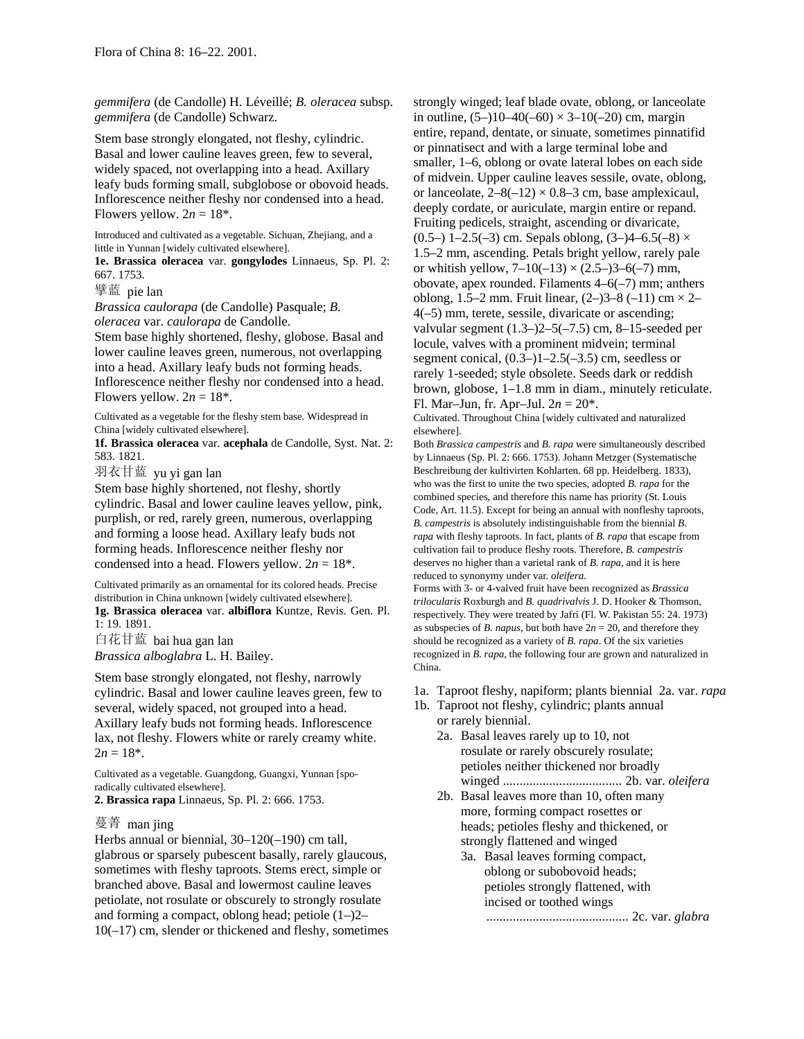*gemmifera* (de Candolle) H. Léveillé; *B. oleracea* subsp. *gemmifera* (de Candolle) Schwarz.

Stem base strongly elongated, not fleshy, cylindric. Basal and lower cauline leaves green, few to several, widely spaced, not overlapping into a head. Axillary leafy buds forming small, subglobose or obovoid heads. Inflorescence neither fleshy nor condensed into a head. Flowers yellow. $2n = 18$*.

Introduced and cultivated as a vegetable. Sichuan, Zhejiang, and a little in Yunnan [widely cultivated elsewhere].

**1e. Brassica oleracea** var. **gongylodes** Linnaeus, Sp. Pl. 2: 667. 1753.

擘蓝 pie lan

*Brassica caulorapa* (de Candolle) Pasquale; *B. oleracea* var. *caulorapa* de Candolle.

Stem base highly shortened, fleshy, globose. Basal and lower cauline leaves green, numerous, not overlapping into a head. Axillary leafy buds not forming heads. Inflorescence neither fleshy nor condensed into a head. Flowers yellow. $2n = 18$*.

Cultivated as a vegetable for the fleshy stem base. Widespread in China [widely cultivated elsewhere].

**1f. Brassica oleracea** var. **acephala** de Candolle, Syst. Nat. 2: 583. 1821.

羽衣甘蓝 yu yi gan lan

Stem base highly shortened, not fleshy, shortly cylindric. Basal and lower cauline leaves yellow, pink, purplish, or red, rarely green, numerous, overlapping and forming a loose head. Axillary leafy buds not forming heads. Inflorescence neither fleshy nor condensed into a head. Flowers yellow. $2n = 18$*.

Cultivated primarily as an ornamental for its colored heads. Precise distribution in China unknown [widely cultivated elsewhere].

**1g. Brassica oleracea** var. **albiflora** Kuntze, Revis. Gen. Pl. 1: 19. 1891.

白花甘蓝 bai hua gan lan

*Brassica alboglabra* L. H. Bailey.

Stem base strongly elongated, not fleshy, narrowly cylindric. Basal and lower cauline leaves green, few to several, widely spaced, not grouped into a head. Axillary leafy buds not forming heads. Inflorescence lax, not fleshy. Flowers white or rarely creamy white. $2n = 18$*.

Cultivated as a vegetable. Guangdong, Guangxi, Yunnan [sporadically cultivated elsewhere].

**2. Brassica rapa** Linnaeus, Sp. Pl. 2: 666. 1753.

蔓菁 man jing

Herbs annual or biennial, 30–120(–190) cm tall, glabrous or sparsely pubescent basally, rarely glaucous, sometimes with fleshy taproots. Stems erect, simple or branched above. Basal and lowermost cauline leaves petiolate, not rosulate or obscurely to strongly rosulate and forming a compact, oblong head; petiole (1–)2–10(–17) cm, slender or thickened and fleshy, sometimes strongly winged; leaf blade ovate, oblong, or lanceolate in outline, (5–)10–40(–60) × 3–10(–20) cm, margin entire, repand, dentate, or sinuate, sometimes pinnatifid or pinnatisect and with a large terminal lobe and smaller, 1–6, oblong or ovate lateral lobes on each side of midvein. Upper cauline leaves sessile, ovate, oblong, or lanceolate, 2–8(–12) × 0.8–3 cm, base amplexicaul, deeply cordate, or auriculate, margin entire or repand. Fruiting pedicels, straight, ascending or divaricate, (0.5–) 1–2.5(–3) cm. Sepals oblong, (3–)4–6.5(–8) × 1.5–2 mm, ascending. Petals bright yellow, rarely pale or whitish yellow, 7–10(–13) × (2.5–)3–6(–7) mm, obovate, apex rounded. Filaments 4–6(–7) mm; anthers oblong, 1.5–2 mm. Fruit linear, (2–)3–8 (–11) cm × 2–4(–5) mm, terete, sessile, divaricate or ascending; valvular segment (1.3–)2–5(–7.5) cm, 8–15-seeded per locule, valves with a prominent midvein; terminal segment conical, (0.3–)1–2.5(–3.5) cm, seedless or rarely 1-seeded; style obsolete. Seeds dark or reddish brown, globose, 1–1.8 mm in diam., minutely reticulate. Fl. Mar–Jun, fr. Apr–Jul. $2n = 20$*.

Cultivated. Throughout China [widely cultivated and naturalized elsewhere].

Both *Brassica campestris* and *B. rapa* were simultaneously described by Linnaeus (Sp. Pl. 2: 666. 1753). Johann Metzger (Systematische Beschreibung der kultivirten Kohlarten. 68 pp. Heidelberg. 1833), who was the first to unite the two species, adopted *B. rapa* for the combined species, and therefore this name has priority (St. Louis Code, Art. 11.5). Except for being an annual with nonfleshy taproots, *B. campestris* is absolutely indistinguishable from the biennial *B. rapa* with fleshy taproots. In fact, plants of *B. rapa* that escape from cultivation fail to produce fleshy roots. Therefore, *B. campestris* deserves no higher than a varietal rank of *B. rapa*, and it is here reduced to synonymy under var. *oleifera*.

Forms with 3- or 4-valved fruit have been recognized as *Brassica trilocularis* Roxburgh and *B. quadrivalvis* J. D. Hooker & Thomson, respectively. They were treated by Jafri (Fl. W. Pakistan 55: 24. 1973) as subspecies of *B. napus*, but both have $2n = 20$, and therefore they should be recognized as a variety of *B. rapa*. Of the six varieties recognized in *B. rapa*, the following four are grown and naturalized in China.

1a. Taproot fleshy, napiform; plants biennial 2a. var. *rapa*
1b. Taproot not fleshy, cylindric; plants annual or rarely biennial.
  2a. Basal leaves rarely up to 10, not rosulate or rarely obscurely rosulate; petioles neither thickened nor broadly winged .................................... 2b. var. *oleifera*
  2b. Basal leaves more than 10, often many more, forming compact rosettes or heads; petioles fleshy and thickened, or strongly flattened and winged
    3a. Basal leaves forming compact, oblong or subobovoid heads; petioles strongly flattened, with incised or toothed wings ........................................... 2c. var. *glabra*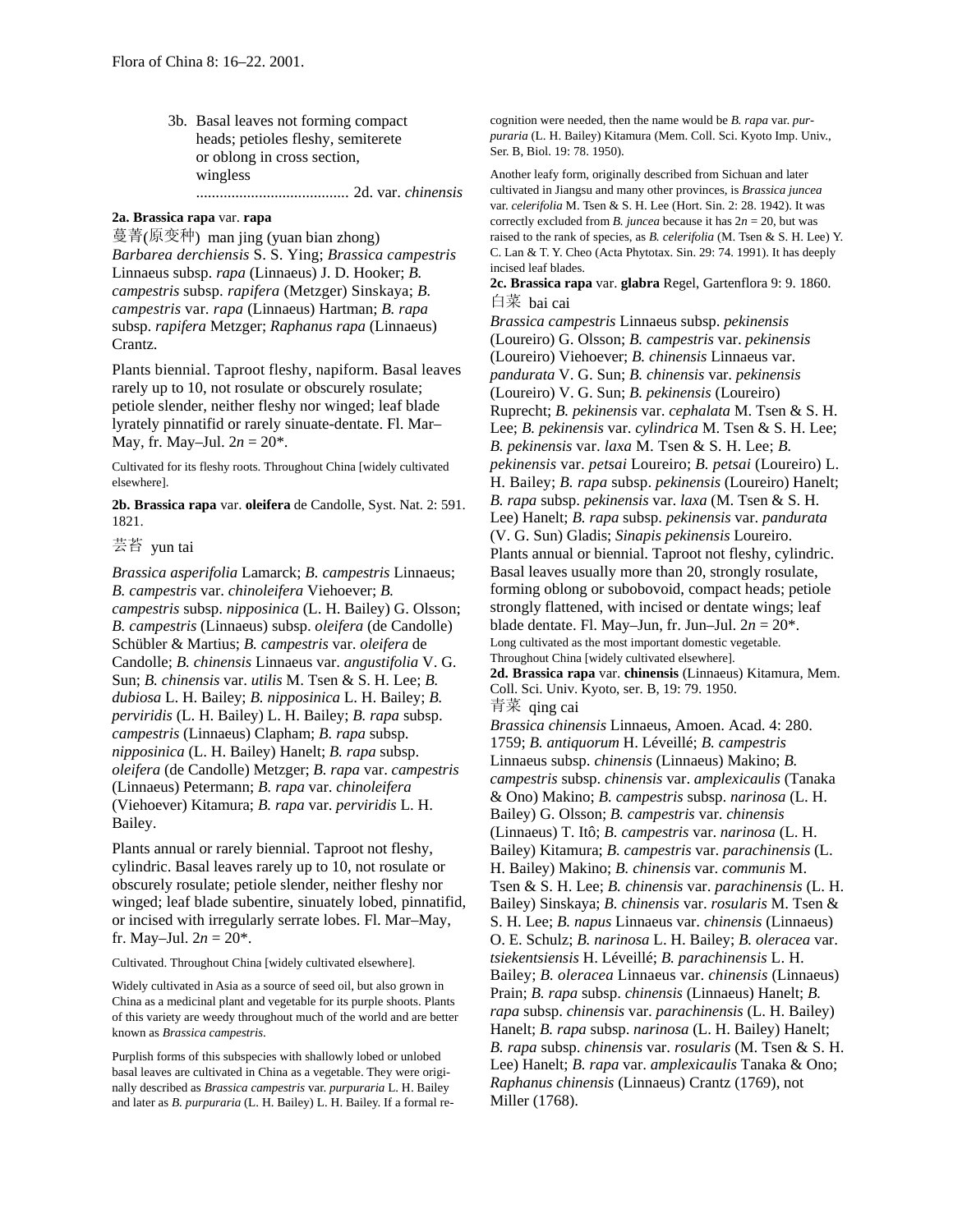3b. Basal leaves not forming compact heads; petioles fleshy, semiterete or oblong in cross section, wingless ....................................... 2d. var. *chinensis*

**2a. Brassica rapa** var. **rapa**

蔓菁(原变种) man jing (yuan bian zhong)

*Barbarea derchiensis* S. S. Ying; *Brassica campestris* Linnaeus subsp. *rapa* (Linnaeus) J. D. Hooker; *B. campestris* subsp. *rapifera* (Metzger) Sinskaya; *B. campestris* var. *rapa* (Linnaeus) Hartman; *B. rapa* subsp. *rapifera* Metzger; *Raphanus rapa* (Linnaeus) Crantz.

Plants biennial. Taproot fleshy, napiform. Basal leaves rarely up to 10, not rosulate or obscurely rosulate; petiole slender, neither fleshy nor winged; leaf blade lyrately pinnatifid or rarely sinuate-dentate. Fl. Mar–May, fr. May–Jul. $2n = 20$*.

Cultivated for its fleshy roots. Throughout China [widely cultivated elsewhere].

**2b. Brassica rapa** var. **oleifera** de Candolle, Syst. Nat. 2: 591. 1821.

芸苔 yun tai

*Brassica asperifolia* Lamarck; *B. campestris* Linnaeus; *B. campestris* var. *chinoleifera* Viehoever; *B. campestris* subsp. *nipposinica* (L. H. Bailey) G. Olsson; *B. campestris* (Linnaeus) subsp. *oleifera* (de Candolle) Schübler & Martius; *B. campestris* var. *oleifera* de Candolle; *B. chinensis* Linnaeus var. *angustifolia* V. G. Sun; *B. chinensis* var. *utilis* M. Tsen & S. H. Lee; *B. dubiosa* L. H. Bailey; *B. nipposinica* L. H. Bailey; *B. perviridis* (L. H. Bailey) L. H. Bailey; *B. rapa* subsp. *campestris* (Linnaeus) Clapham; *B. rapa* subsp. *nipposinica* (L. H. Bailey) Hanelt; *B. rapa* subsp. *oleifera* (de Candolle) Metzger; *B. rapa* var. *campestris* (Linnaeus) Petermann; *B. rapa* var. *chinoleifera* (Viehoever) Kitamura; *B. rapa* var. *perviridis* L. H. Bailey.

Plants annual or rarely biennial. Taproot not fleshy, cylindric. Basal leaves rarely up to 10, not rosulate or obscurely rosulate; petiole slender, neither fleshy nor winged; leaf blade subentire, sinuately lobed, pinnatifid, or incised with irregularly serrate lobes. Fl. Mar–May, fr. May–Jul. $2n = 20$*.

Cultivated. Throughout China [widely cultivated elsewhere].

Widely cultivated in Asia as a source of seed oil, but also grown in China as a medicinal plant and vegetable for its purple shoots. Plants of this variety are weedy throughout much of the world and are better known as *Brassica campestris*.

Purplish forms of this subspecies with shallowly lobed or unlobed basal leaves are cultivated in China as a vegetable. They were originally described as *Brassica campestris* var. *purpuraria* L. H. Bailey and later as *B. purpuraria* (L. H. Bailey) L. H. Bailey. If a formal recognition were needed, then the name would be *B. rapa* var. *purpuraria* (L. H. Bailey) Kitamura (Mem. Coll. Sci. Kyoto Imp. Univ., Ser. B, Biol. 19: 78. 1950).

Another leafy form, originally described from Sichuan and later cultivated in Jiangsu and many other provinces, is *Brassica juncea* var. *celerifolia* M. Tsen & S. H. Lee (Hort. Sin. 2: 28. 1942). It was correctly excluded from *B. juncea* because it has $2n = 20$, but was raised to the rank of species, as *B. celerifolia* (M. Tsen & S. H. Lee) Y. C. Lan & T. Y. Cheo (Acta Phytotax. Sin. 29: 74. 1991). It has deeply incised leaf blades.

**2c. Brassica rapa** var. **glabra** Regel, Gartenflora 9: 9. 1860.

白菜 bai cai

*Brassica campestris* Linnaeus subsp. *pekinensis* (Loureiro) G. Olsson; *B. campestris* var. *pekinensis* (Loureiro) Viehoever; *B. chinensis* Linnaeus var. *pandurata* V. G. Sun; *B. chinensis* var. *pekinensis* (Loureiro) V. G. Sun; *B. pekinensis* (Loureiro) Ruprecht; *B. pekinensis* var. *cephalata* M. Tsen & S. H. Lee; *B. pekinensis* var. *cylindrica* M. Tsen & S. H. Lee; *B. pekinensis* var. *laxa* M. Tsen & S. H. Lee; *B. pekinensis* var. *petsai* Loureiro; *B. petsai* (Loureiro) L. H. Bailey; *B. rapa* subsp. *pekinensis* (Loureiro) Hanelt; *B. rapa* subsp. *pekinensis* var. *laxa* (M. Tsen & S. H. Lee) Hanelt; *B. rapa* subsp. *pekinensis* var. *pandurata* (V. G. Sun) Gladis; *Sinapis pekinensis* Loureiro.

Plants annual or biennial. Taproot not fleshy, cylindric. Basal leaves usually more than 20, strongly rosulate, forming oblong or subobovoid, compact heads; petiole strongly flattened, with incised or dentate wings; leaf blade dentate. Fl. May–Jun, fr. Jun–Jul. $2n = 20$*.

Long cultivated as the most important domestic vegetable. Throughout China [widely cultivated elsewhere].

**2d. Brassica rapa** var. **chinensis** (Linnaeus) Kitamura, Mem. Coll. Sci. Univ. Kyoto, ser. B, 19: 79. 1950.

青菜 qing cai

*Brassica chinensis* Linnaeus, Amoen. Acad. 4: 280. 1759; *B. antiquorum* H. Léveillé; *B. campestris* Linnaeus subsp. *chinensis* (Linnaeus) Makino; *B. campestris* subsp. *chinensis* var. *amplexicaulis* (Tanaka & Ono) Makino; *B. campestris* subsp. *narinosa* (L. H. Bailey) G. Olsson; *B. campestris* var. *chinensis* (Linnaeus) T. Itô; *B. campestris* var. *narinosa* (L. H. Bailey) Kitamura; *B. campestris* var. *parachinensis* (L. H. Bailey) Makino; *B. chinensis* var. *communis* M. Tsen & S. H. Lee; *B. chinensis* var. *parachinensis* (L. H. Bailey) Sinskaya; *B. chinensis* var. *rosularis* M. Tsen & S. H. Lee; *B. napus* Linnaeus var. *chinensis* (Linnaeus) O. E. Schulz; *B. narinosa* L. H. Bailey; *B. oleracea* var. *tsiekentsiensis* H. Léveillé; *B. parachinensis* L. H. Bailey; *B. oleracea* Linnaeus var. *chinensis* (Linnaeus) Prain; *B. rapa* subsp. *chinensis* (Linnaeus) Hanelt; *B. rapa* subsp. *chinensis* var. *parachinensis* (L. H. Bailey) Hanelt; *B. rapa* subsp. *narinosa* (L. H. Bailey) Hanelt; *B. rapa* subsp. *chinensis* var. *rosularis* (M. Tsen & S. H. Lee) Hanelt; *B. rapa* var. *amplexicaulis* Tanaka & Ono; *Raphanus chinensis* (Linnaeus) Crantz (1769), not Miller (1768).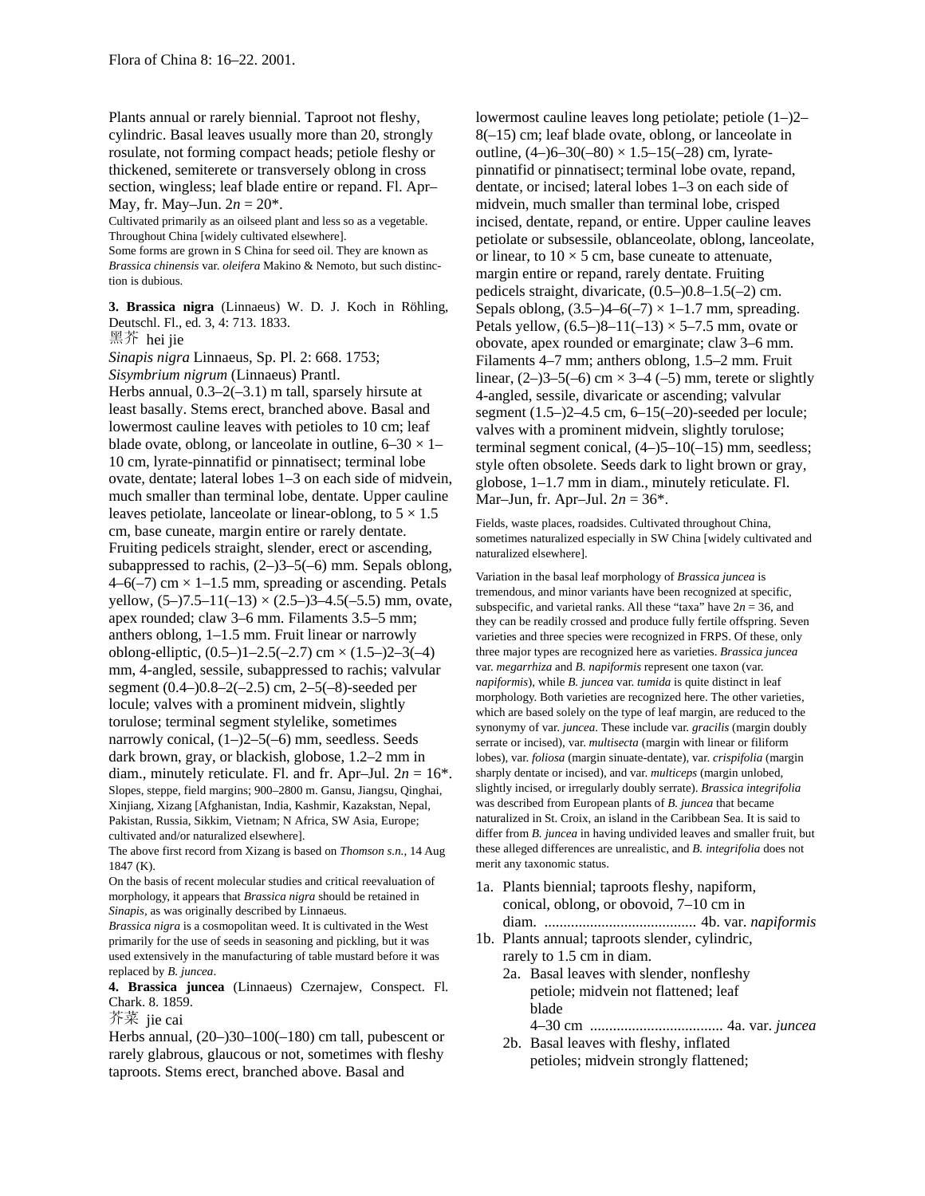Plants annual or rarely biennial. Taproot not fleshy, cylindric. Basal leaves usually more than 20, strongly rosulate, not forming compact heads; petiole fleshy or thickened, semiterete or transversely oblong in cross section, wingless; leaf blade entire or repand. Fl. Apr–May, fr. May–Jun. 2*n* = 20*.

Cultivated primarily as an oilseed plant and less so as a vegetable. Throughout China [widely cultivated elsewhere].

Some forms are grown in S China for seed oil. They are known as *Brassica chinensis* var. *oleifera* Makino & Nemoto, but such distinction is dubious.

**3. Brassica nigra** (Linnaeus) W. D. J. Koch in Röhling, Deutschl. Fl., ed. 3, 4: 713. 1833.

黑芥 hei jie

*Sinapis nigra* Linnaeus, Sp. Pl. 2: 668. 1753; *Sisymbrium nigrum* (Linnaeus) Prantl.

Herbs annual, 0.3–2(–3.1) m tall, sparsely hirsute at least basally. Stems erect, branched above. Basal and lowermost cauline leaves with petioles to 10 cm; leaf blade ovate, oblong, or lanceolate in outline, 6–30 × 1–10 cm, lyrate-pinnatifid or pinnatisect; terminal lobe ovate, dentate; lateral lobes 1–3 on each side of midvein, much smaller than terminal lobe, dentate. Upper cauline leaves petiolate, lanceolate or linear-oblong, to 5 × 1.5 cm, base cuneate, margin entire or rarely dentate. Fruiting pedicels straight, slender, erect or ascending, subappressed to rachis, (2–)3–5(–6) mm. Sepals oblong, 4–6(–7) cm × 1–1.5 mm, spreading or ascending. Petals yellow, (5–)7.5–11(–13) × (2.5–)3–4.5(–5.5) mm, ovate, apex rounded; claw 3–6 mm. Filaments 3.5–5 mm; anthers oblong, 1–1.5 mm. Fruit linear or narrowly oblong-elliptic, (0.5–)1–2.5(–2.7) cm × (1.5–)2–3(–4) mm, 4-angled, sessile, subappressed to rachis; valvular segment (0.4–)0.8–2(–2.5) cm, 2–5(–8)-seeded per locule; valves with a prominent midvein, slightly torulose; terminal segment stylelike, sometimes narrowly conical, (1–)2–5(–6) mm, seedless. Seeds dark brown, gray, or blackish, globose, 1.2–2 mm in diam., minutely reticulate. Fl. and fr. Apr–Jul. 2*n* = 16*.

Slopes, steppe, field margins; 900–2800 m. Gansu, Jiangsu, Qinghai, Xinjiang, Xizang [Afghanistan, India, Kashmir, Kazakstan, Nepal, Pakistan, Russia, Sikkim, Vietnam; N Africa, SW Asia, Europe; cultivated and/or naturalized elsewhere].

The above first record from Xizang is based on *Thomson s.n.*, 14 Aug 1847 (K).

On the basis of recent molecular studies and critical reevaluation of morphology, it appears that *Brassica nigra* should be retained in *Sinapis*, as was originally described by Linnaeus.

*Brassica nigra* is a cosmopolitan weed. It is cultivated in the West primarily for the use of seeds in seasoning and pickling, but it was used extensively in the manufacturing of table mustard before it was replaced by *B. juncea*.

**4. Brassica juncea** (Linnaeus) Czernajew, Conspect. Fl. Chark. 8. 1859.

芥菜 jie cai

Herbs annual, (20–)30–100(–180) cm tall, pubescent or rarely glabrous, glaucous or not, sometimes with fleshy taproots. Stems erect, branched above. Basal and lowermost cauline leaves long petiolate; petiole (1–)2–8(–15) cm; leaf blade ovate, oblong, or lanceolate in outline, (4–)6–30(–80) × 1.5–15(–28) cm, lyrate-pinnatifid or pinnatisect; terminal lobe ovate, repand, dentate, or incised; lateral lobes 1–3 on each side of midvein, much smaller than terminal lobe, crisped incised, dentate, repand, or entire. Upper cauline leaves petiolate or subsessile, oblanceolate, oblong, lanceolate, or linear, to 10 × 5 cm, base cuneate to attenuate, margin entire or repand, rarely dentate. Fruiting pedicels straight, divaricate, (0.5–)0.8–1.5(–2) cm. Sepals oblong, (3.5–)4–6(–7) × 1–1.7 mm, spreading. Petals yellow, (6.5–)8–11(–13) × 5–7.5 mm, ovate or obovate, apex rounded or emarginate; claw 3–6 mm. Filaments 4–7 mm; anthers oblong, 1.5–2 mm. Fruit linear, (2–)3–5(–6) cm × 3–4 (–5) mm, terete or slightly 4-angled, sessile, divaricate or ascending; valvular segment (1.5–)2–4.5 cm, 6–15(–20)-seeded per locule; valves with a prominent midvein, slightly torulose; terminal segment conical, (4–)5–10(–15) mm, seedless; style often obsolete. Seeds dark to light brown or gray, globose, 1–1.7 mm in diam., minutely reticulate. Fl. Mar–Jun, fr. Apr–Jul. 2*n* = 36*.

Fields, waste places, roadsides. Cultivated throughout China, sometimes naturalized especially in SW China [widely cultivated and naturalized elsewhere].

Variation in the basal leaf morphology of *Brassica juncea* is tremendous, and minor variants have been recognized at specific, subspecific, and varietal ranks. All these "taxa" have 2*n* = 36, and they can be readily crossed and produce fully fertile offspring. Seven varieties and three species were recognized in FRPS. Of these, only three major types are recognized here as varieties. *Brassica juncea* var. *megarrhiza* and *B. napiformis* represent one taxon (var. *napiformis*), while *B. juncea* var. *tumida* is quite distinct in leaf morphology. Both varieties are recognized here. The other varieties, which are based solely on the type of leaf margin, are reduced to the synonymy of var. *juncea*. These include var. *gracilis* (margin doubly serrate or incised), var. *multisecta* (margin with linear or filiform lobes), var. *foliosa* (margin sinuate-dentate), var. *crispifolia* (margin sharply dentate or incised), and var. *multiceps* (margin unlobed, slightly incised, or irregularly doubly serrate). *Brassica integrifolia* was described from European plants of *B. juncea* that became naturalized in St. Croix, an island in the Caribbean Sea. It is said to differ from *B. juncea* in having undivided leaves and smaller fruit, but these alleged differences are unrealistic, and *B. integrifolia* does not merit any taxonomic status.

1a. Plants biennial; taproots fleshy, napiform, conical, oblong, or obovoid, 7–10 cm in diam. ........................................ 4b. var. *napiformis*

1b. Plants annual; taproots slender, cylindric, rarely to 1.5 cm in diam.

  2a. Basal leaves with slender, nonfleshy petiole; midvein not flattened; leaf blade 4–30 cm .................................. 4a. var. *juncea*

  2b. Basal leaves with fleshy, inflated petioles; midvein strongly flattened;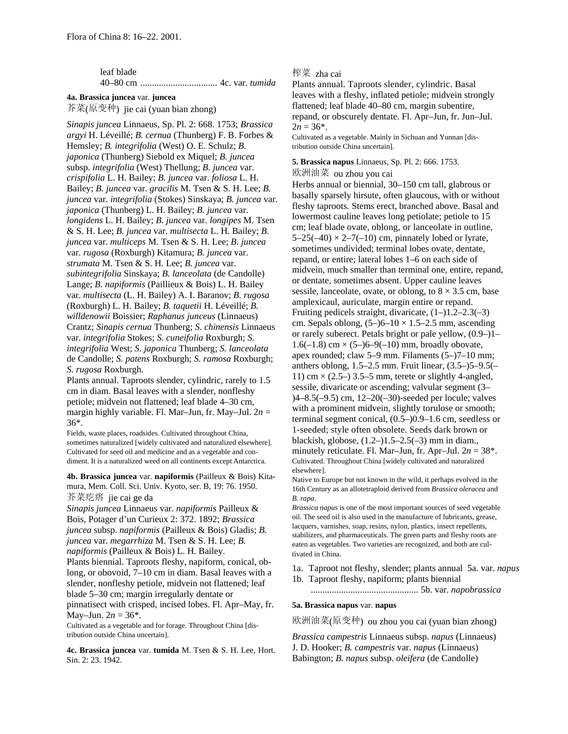leaf blade
40–80 cm ................................. 4c. var. *tumida*

**4a. Brassica juncea** var. **juncea**

芥菜(原变种) jie cai (yuan bian zhong)

*Sinapis juncea* Linnaeus, Sp. Pl. 2: 668. 1753; *Brassica argyi* H. Léveillé; *B. cernua* (Thunberg) F. B. Forbes & Hemsley; *B. integrifolia* (West) O. E. Schulz; *B. japonica* (Thunberg) Siebold ex Miquel; *B. juncea* subsp. *integrifolia* (West) Thellung; *B. juncea* var. *crispifolia* L. H. Bailey; *B. juncea* var. *foliosa* L. H. Bailey; *B. juncea* var. *gracilis* M. Tsen & S. H. Lee; *B. juncea* var. *integrifolia* (Stokes) Sinskaya; *B. juncea* var. *japonica* (Thunberg) L. H. Bailey; *B. juncea* var. *longidens* L. H. Bailey; *B. juncea* var. *longipes* M. Tsen & S. H. Lee; *B. juncea* var. *multisecta* L. H. Bailey; *B. juncea* var. *multiceps* M. Tsen & S. H. Lee; *B. juncea* var. *rugosa* (Roxburgh) Kitamura; *B. juncea* var. *strumata* M. Tsen & S. H. Lee; *B. juncea* var. *subintegrifolia* Sinskaya; *B. lanceolata* (de Candolle) Lange; *B. napiformis* (Paillieux & Bois) L. H. Bailey var. *multisecta* (L. H. Bailey) A. I. Baranov; *B. rugosa* (Roxburgh) L. H. Bailey; *B. taquetii* H. Léveillé; *B. willdenowii* Boissier; *Raphanus junceus* (Linnaeus) Crantz; *Sinapis cernua* Thunberg; *S. chinensis* Linnaeus var. *integrifolia* Stokes; *S. cuneifolia* Roxburgh; *S. integrifolia* West; *S. japonica* Thunberg; *S. lanceolata* de Candolle; *S. patens* Roxburgh; *S. ramosa* Roxburgh; *S. rugosa* Roxburgh.

Plants annual. Taproots slender, cylindric, rarely to 1.5 cm in diam. Basal leaves with a slender, nonfleshy petiole; midvein not flattened; leaf blade 4–30 cm, margin highly variable. Fl. Mar–Jun, fr. May–Jul. $2n = 36$*.

Fields, waste places, roadsides. Cultivated throughout China, sometimes naturalized [widely cultivated and naturalized elsewhere]. Cultivated for seed oil and medicine and as a vegetable and condiment. It is a naturalized weed on all continents except Antarctica.

**4b. Brassica juncea** var. **napiformis** (Pailleux & Bois) Kitamura, Mem. Coll. Sci. Univ. Kyoto, ser. B, 19: 76. 1950.

芥菜疙瘩 jie cai ge da

*Sinapis juncea* Linnaeus var. *napiformis* Pailleux & Bois, Potager d'un Curieux 2: 372. 1892; *Brassica juncea* subsp. *napiformis* (Pailleux & Bois) Gladis; *B. juncea* var. *megarrhiza* M. Tsen & S. H. Lee; *B. napiformis* (Pailleux & Bois) L. H. Bailey.

Plants biennial. Taproots fleshy, napiform, conical, oblong, or obovoid, 7–10 cm in diam. Basal leaves with a slender, nonfleshy petiole, midvein not flattened; leaf blade 5–30 cm; margin irregularly dentate or pinnatisect with crisped, incised lobes. Fl. Apr–May, fr. May–Jun. $2n = 36$*.

Cultivated as a vegetable and for forage. Throughout China [distribution outside China uncertain].

**4c. Brassica juncea** var. **tumida** M. Tsen & S. H. Lee, Hort. Sin. 2: 23. 1942.

榨菜 zha cai

Plants annual. Taproots slender, cylindric. Basal leaves with a fleshy, inflated petiole; midvein strongly flattened; leaf blade 40–80 cm, margin subentire, repand, or obscurely dentate. Fl. Apr–Jun, fr. Jun–Jul. $2n = 36$*.

Cultivated as a vegetable. Mainly in Sichuan and Yunnan [distribution outside China uncertain].

**5. Brassica napus** Linnaeus, Sp. Pl. 2: 666. 1753.

欧洲油菜 ou zhou you cai

Herbs annual or biennial, 30–150 cm tall, glabrous or basally sparsely hirsute, often glaucous, with or without fleshy taproots. Stems erect, branched above. Basal and lowermost cauline leaves long petiolate; petiole to 15 cm; leaf blade ovate, oblong, or lanceolate in outline, 5–25(–40) × 2–7(–10) cm, pinnately lobed or lyrate, sometimes undivided; terminal lobes ovate, dentate, repand, or entire; lateral lobes 1–6 on each side of midvein, much smaller than terminal one, entire, repand, or dentate, sometimes absent. Upper cauline leaves sessile, lanceolate, ovate, or oblong, to 8 × 3.5 cm, base amplexicaul, auriculate, margin entire or repand. Fruiting pedicels straight, divaricate, (1–)1.2–2.3(–3) cm. Sepals oblong, (5–)6–10 × 1.5–2.5 mm, ascending or rarely suberect. Petals bright or pale yellow, (0.9–)1–1.6(–1.8) cm × (5–)6–9(–10) mm, broadly obovate, apex rounded; claw 5–9 mm. Filaments (5–)7–10 mm; anthers oblong, 1.5–2.5 mm. Fruit linear, (3.5–)5–9.5(–11) cm × (2.5–) 3.5–5 mm, terete or slightly 4-angled, sessile, divaricate or ascending; valvular segment (3–)4–8.5(–9.5) cm, 12–20(–30)-seeded per locule; valves with a prominent midvein, slightly torulose or smooth; terminal segment conical, (0.5–)0.9–1.6 cm, seedless or 1-seeded; style often obsolete. Seeds dark brown or blackish, globose, (1.2–)1.5–2.5(–3) mm in diam., minutely reticulate. Fl. Mar–Jun, fr. Apr–Jul. $2n = 38$*.

Cultivated. Throughout China [widely cultivated and naturalized elsewhere].

Native to Europe but not known in the wild, it perhaps evolved in the 16th Century as an allotetraploid derived from *Brassica oleracea* and *B. rapa*.

*Brassica napus* is one of the most important sources of seed vegetable oil. The seed oil is also used in the manufacture of lubricants, grease, lacquers, varnishes, soap, resins, nylon, plastics, insect repellents, stabilizers, and pharmaceuticals. The green parts and fleshy roots are eaten as vegetables. Two varieties are recognized, and both are cultivated in China.

1a. Taproot not fleshy, slender; plants annual 5a. var. *napus*
1b. Taproot fleshy, napiform; plants biennial
............................................. 5b. var. *napobrassica*

**5a. Brassica napus** var. **napus**

欧洲油菜(原变种) ou zhou you cai (yuan bian zhong)

*Brassica campestris* Linnaeus subsp. *napus* (Linnaeus) J. D. Hooker; *B. campestris* var. *napus* (Linnaeus) Babington; *B. napus* subsp. *oleifera* (de Candolle)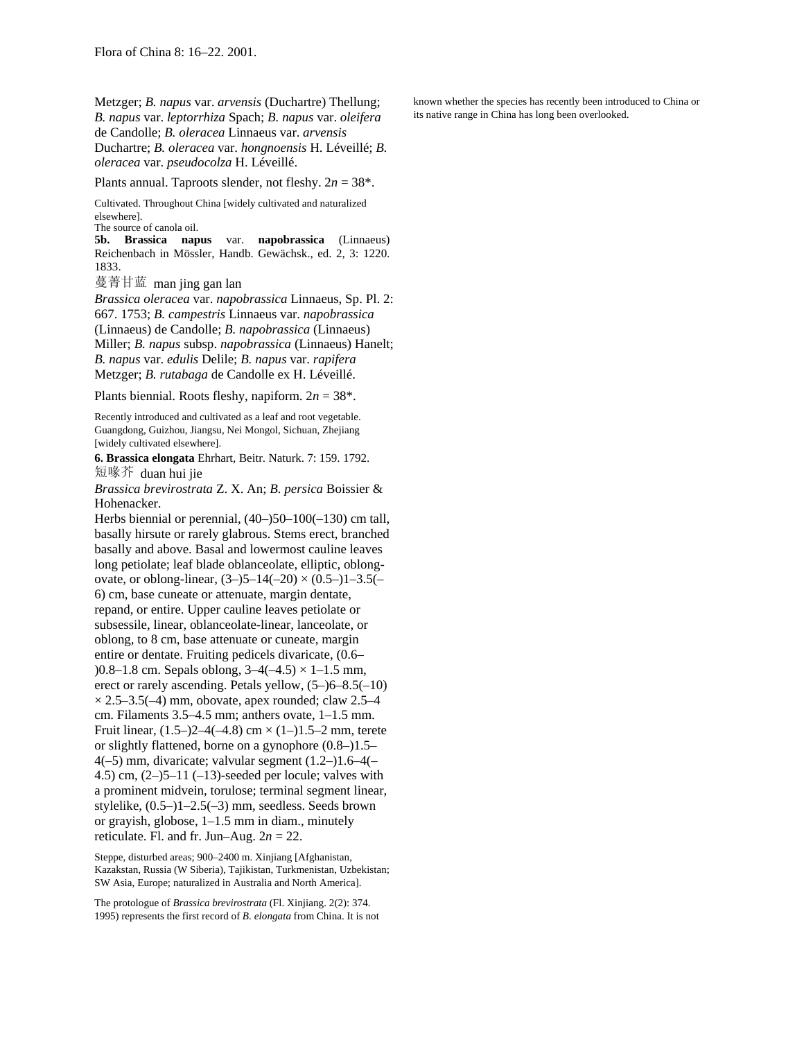Metzger; *B. napus* var. *arvensis* (Duchartre) Thellung; *B. napus* var. *leptorrhiza* Spach; *B. napus* var. *oleifera* de Candolle; *B. oleracea* Linnaeus var. *arvensis* Duchartre; *B. oleracea* var. *hongnoensis* H. Léveillé; *B. oleracea* var. *pseudocolza* H. Léveillé.

Plants annual. Taproots slender, not fleshy. $2n = 38$*.

Cultivated. Throughout China [widely cultivated and naturalized elsewhere].

The source of canola oil.

**5b. Brassica napus** var. **napobrassica** (Linnaeus) Reichenbach in Mössler, Handb. Gewächsk., ed. 2, 3: 1220. 1833.

蔓菁甘蓝 man jing gan lan

*Brassica oleracea* var. *napobrassica* Linnaeus, Sp. Pl. 2: 667. 1753; *B. campestris* Linnaeus var. *napobrassica* (Linnaeus) de Candolle; *B. napobrassica* (Linnaeus) Miller; *B. napus* subsp. *napobrassica* (Linnaeus) Hanelt; *B. napus* var. *edulis* Delile; *B. napus* var. *rapifera* Metzger; *B. rutabaga* de Candolle ex H. Léveillé.

Plants biennial. Roots fleshy, napiform. $2n = 38$*.

Recently introduced and cultivated as a leaf and root vegetable. Guangdong, Guizhou, Jiangsu, Nei Mongol, Sichuan, Zhejiang [widely cultivated elsewhere].

**6. Brassica elongata** Ehrhart, Beitr. Naturk. 7: 159. 1792.

短喙芥 duan hui jie

*Brassica brevirostrata* Z. X. An; *B. persica* Boissier & Hohenacker.

Herbs biennial or perennial, (40–)50–100(–130) cm tall, basally hirsute or rarely glabrous. Stems erect, branched basally and above. Basal and lowermost cauline leaves long petiolate; leaf blade oblanceolate, elliptic, oblong-ovate, or oblong-linear, (3–)5–14(–20) × (0.5–)1–3.5(–6) cm, base cuneate or attenuate, margin dentate, repand, or entire. Upper cauline leaves petiolate or subsessile, linear, oblanceolate-linear, lanceolate, or oblong, to 8 cm, base attenuate or cuneate, margin entire or dentate. Fruiting pedicels divaricate, (0.6–)0.8–1.8 cm. Sepals oblong, 3–4(–4.5) × 1–1.5 mm, erect or rarely ascending. Petals yellow, (5–)6–8.5(–10) × 2.5–3.5(–4) mm, obovate, apex rounded; claw 2.5–4 cm. Filaments 3.5–4.5 mm; anthers ovate, 1–1.5 mm. Fruit linear, (1.5–)2–4(–4.8) cm × (1–)1.5–2 mm, terete or slightly flattened, borne on a gynophore (0.8–)1.5–4(–5) mm, divaricate; valvular segment (1.2–)1.6–4(–4.5) cm, (2–)5–11 (–13)-seeded per locule; valves with a prominent midvein, torulose; terminal segment linear, stylelike, (0.5–)1–2.5(–3) mm, seedless. Seeds brown or grayish, globose, 1–1.5 mm in diam., minutely reticulate. Fl. and fr. Jun–Aug. $2n = 22$.

Steppe, disturbed areas; 900–2400 m. Xinjiang [Afghanistan, Kazakstan, Russia (W Siberia), Tajikistan, Turkmenistan, Uzbekistan; SW Asia, Europe; naturalized in Australia and North America].

The protologue of *Brassica brevirostrata* (Fl. Xinjiang. 2(2): 374. 1995) represents the first record of *B. elongata* from China. It is not known whether the species has recently been introduced to China or its native range in China has long been overlooked.